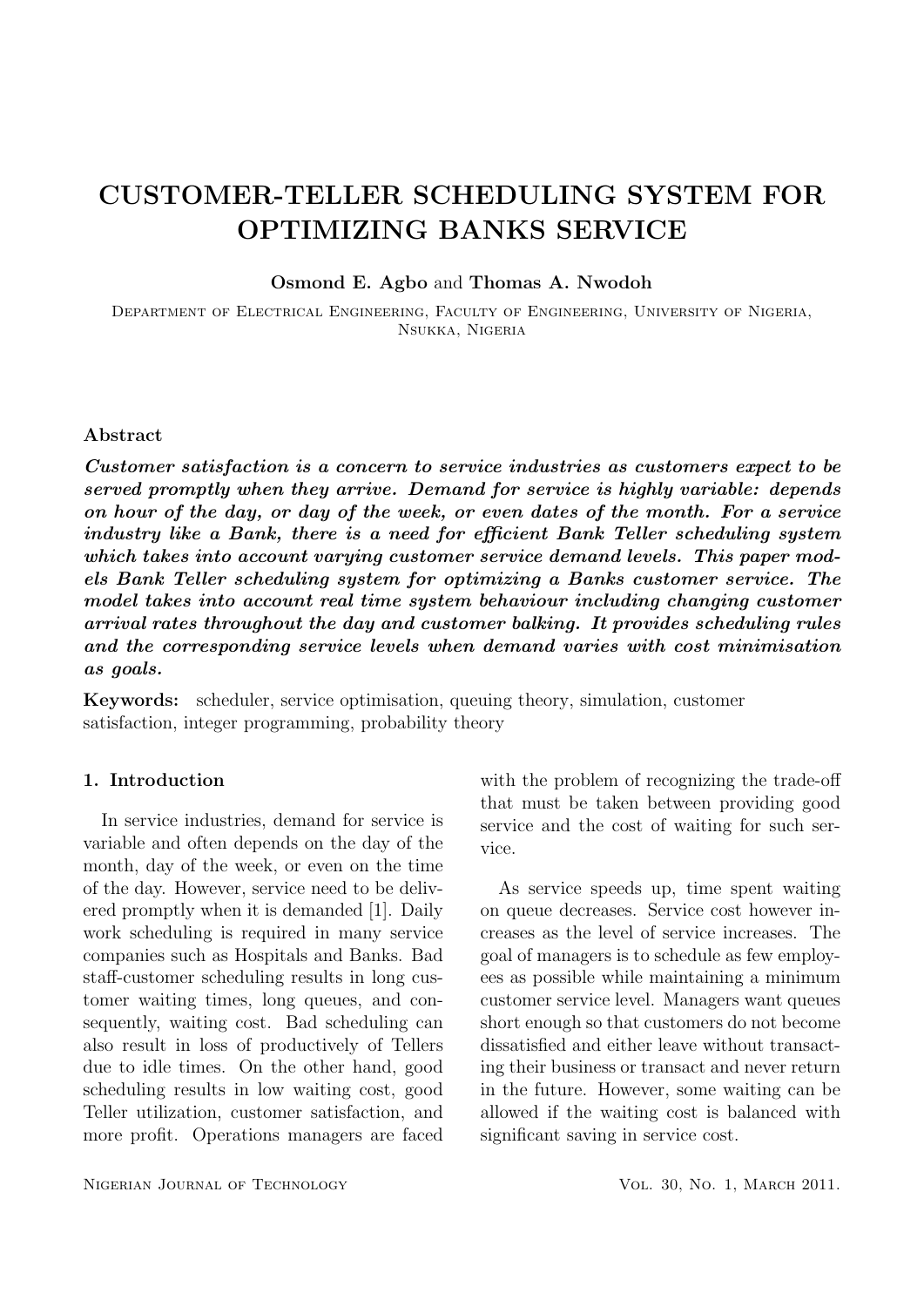# CUSTOMER-TELLER SCHEDULING SYSTEM FOR OPTIMIZING BANKS SERVICE

**Osmond E. Agbo** and **Thomas A. Nwodoh**

Department of Electrical Engineering, Faculty of Engineering, University of Nigeria, Nsukka, Nigeria

### Abstract

***Customer satisfaction is a concern to service industries as customers expect to be served promptly when they arrive. Demand for service is highly variable: depends on hour of the day, or day of the week, or even dates of the month. For a service industry like a Bank, there is a need for efficient Bank Teller scheduling system which takes into account varying customer service demand levels. This paper models Bank Teller scheduling system for optimizing a Banks customer service. The model takes into account real time system behaviour including changing customer arrival rates throughout the day and customer balking. It provides scheduling rules and the corresponding service levels when demand varies with cost minimisation as goals.***

**Keywords:** scheduler, service optimisation, queuing theory, simulation, customer satisfaction, integer programming, probability theory

## 1. Introduction

In service industries, demand for service is variable and often depends on the day of the month, day of the week, or even on the time of the day. However, service need to be delivered promptly when it is demanded [1]. Daily work scheduling is required in many service companies such as Hospitals and Banks. Bad staff-customer scheduling results in long customer waiting times, long queues, and consequently, waiting cost. Bad scheduling can also result in loss of productively of Tellers due to idle times. On the other hand, good scheduling results in low waiting cost, good Teller utilization, customer satisfaction, and more profit. Operations managers are faced with the problem of recognizing the trade-off that must be taken between providing good service and the cost of waiting for such service.

As service speeds up, time spent waiting on queue decreases. Service cost however increases as the level of service increases. The goal of managers is to schedule as few employees as possible while maintaining a minimum customer service level. Managers want queues short enough so that customers do not become dissatisfied and either leave without transacting their business or transact and never return in the future. However, some waiting can be allowed if the waiting cost is balanced with significant saving in service cost.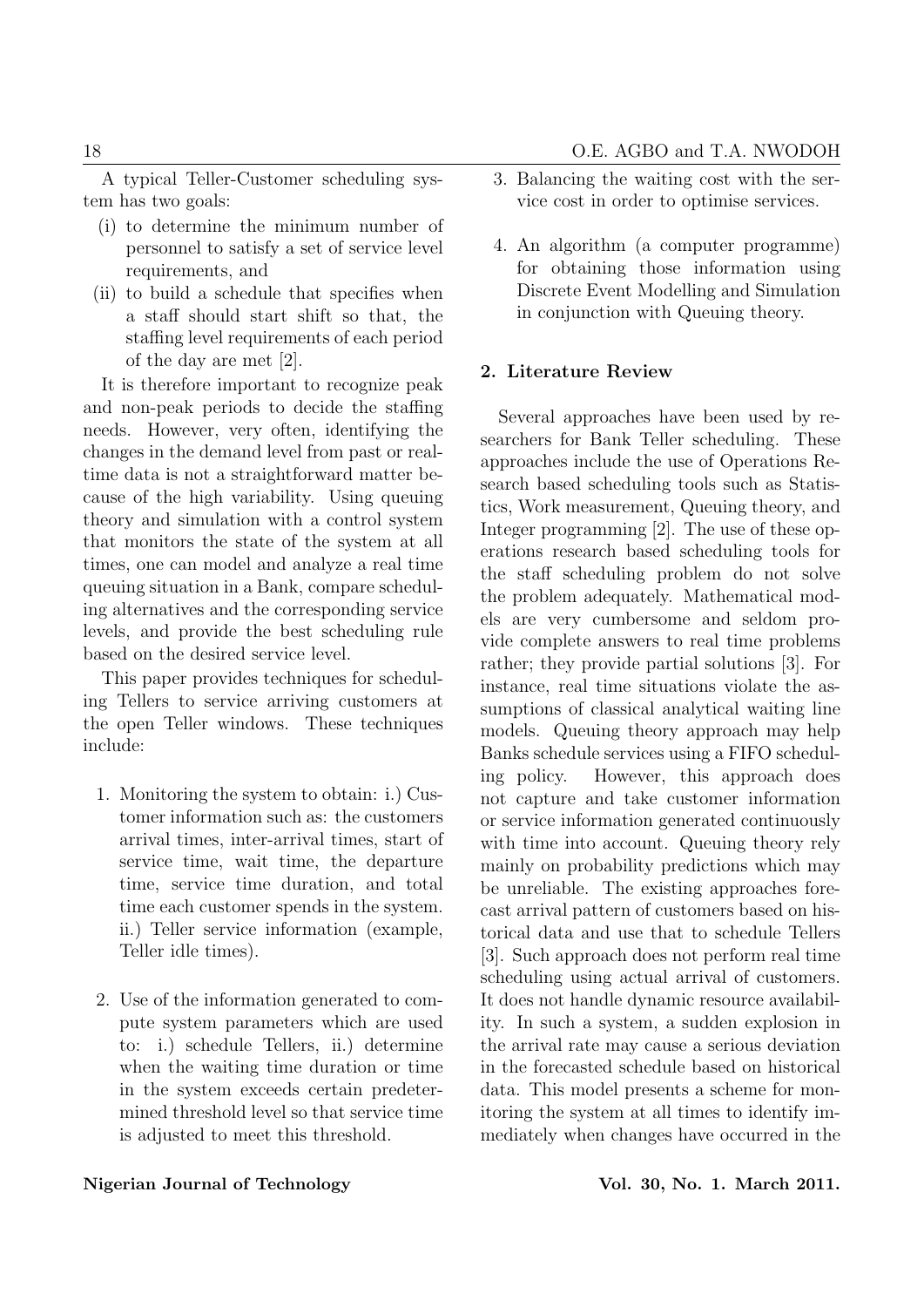A typical Teller-Customer scheduling system has two goals:

(i) to determine the minimum number of personnel to satisfy a set of service level requirements, and

(ii) to build a schedule that specifies when a staff should start shift so that, the staffing level requirements of each period of the day are met [2].

It is therefore important to recognize peak and non-peak periods to decide the staffing needs. However, very often, identifying the changes in the demand level from past or real-time data is not a straightforward matter because of the high variability. Using queuing theory and simulation with a control system that monitors the state of the system at all times, one can model and analyze a real time queuing situation in a Bank, compare scheduling alternatives and the corresponding service levels, and provide the best scheduling rule based on the desired service level.

This paper provides techniques for scheduling Tellers to service arriving customers at the open Teller windows. These techniques include:

1. Monitoring the system to obtain: i.) Customer information such as: the customers arrival times, inter-arrival times, start of service time, wait time, the departure time, service time duration, and total time each customer spends in the system. ii.) Teller service information (example, Teller idle times).

2. Use of the information generated to compute system parameters which are used to: i.) schedule Tellers, ii.) determine when the waiting time duration or time in the system exceeds certain predetermined threshold level so that service time is adjusted to meet this threshold.

3. Balancing the waiting cost with the service cost in order to optimise services.

4. An algorithm (a computer programme) for obtaining those information using Discrete Event Modelling and Simulation in conjunction with Queuing theory.

## 2. Literature Review

Several approaches have been used by researchers for Bank Teller scheduling. These approaches include the use of Operations Research based scheduling tools such as Statistics, Work measurement, Queuing theory, and Integer programming [2]. The use of these operations research based scheduling tools for the staff scheduling problem do not solve the problem adequately. Mathematical models are very cumbersome and seldom provide complete answers to real time problems rather; they provide partial solutions [3]. For instance, real time situations violate the assumptions of classical analytical waiting line models. Queuing theory approach may help Banks schedule services using a FIFO scheduling policy. However, this approach does not capture and take customer information or service information generated continuously with time into account. Queuing theory rely mainly on probability predictions which may be unreliable. The existing approaches forecast arrival pattern of customers based on historical data and use that to schedule Tellers [3]. Such approach does not perform real time scheduling using actual arrival of customers. It does not handle dynamic resource availability. In such a system, a sudden explosion in the arrival rate may cause a serious deviation in the forecasted schedule based on historical data. This model presents a scheme for monitoring the system at all times to identify immediately when changes have occurred in the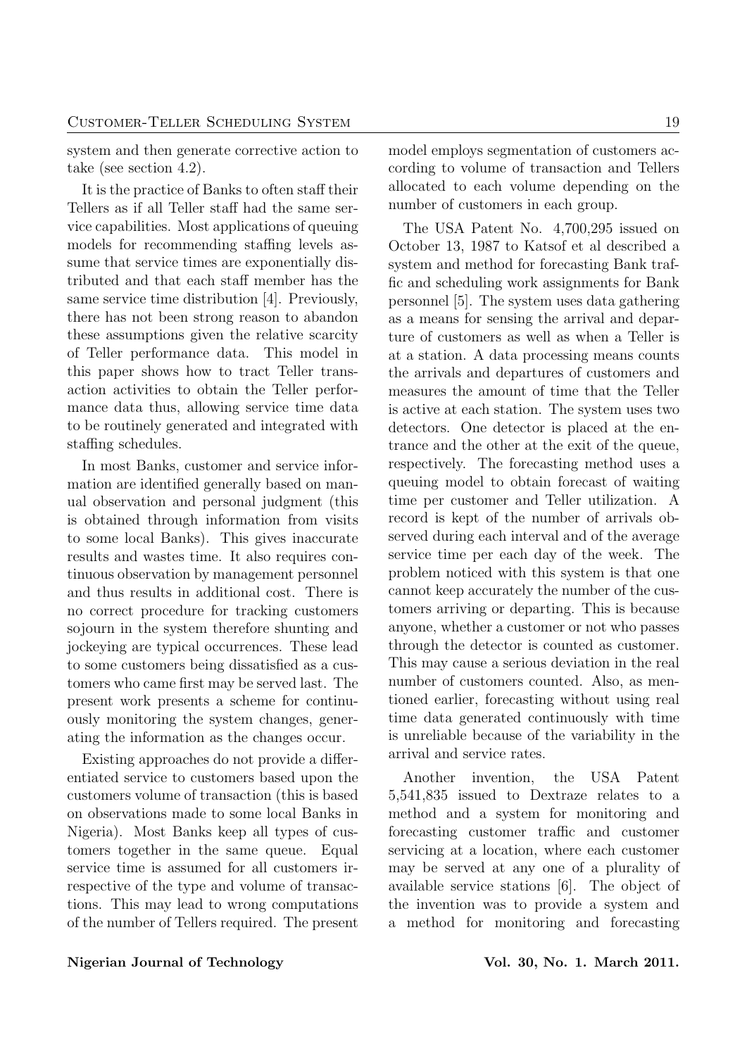system and then generate corrective action to take (see section 4.2).

It is the practice of Banks to often staff their Tellers as if all Teller staff had the same service capabilities. Most applications of queuing models for recommending staffing levels assume that service times are exponentially distributed and that each staff member has the same service time distribution [4]. Previously, there has not been strong reason to abandon these assumptions given the relative scarcity of Teller performance data. This model in this paper shows how to tract Teller transaction activities to obtain the Teller performance data thus, allowing service time data to be routinely generated and integrated with staffing schedules.

In most Banks, customer and service information are identified generally based on manual observation and personal judgment (this is obtained through information from visits to some local Banks). This gives inaccurate results and wastes time. It also requires continuous observation by management personnel and thus results in additional cost. There is no correct procedure for tracking customers sojourn in the system therefore shunting and jockeying are typical occurrences. These lead to some customers being dissatisfied as a customers who came first may be served last. The present work presents a scheme for continuously monitoring the system changes, generating the information as the changes occur.

Existing approaches do not provide a differentiated service to customers based upon the customers volume of transaction (this is based on observations made to some local Banks in Nigeria). Most Banks keep all types of customers together in the same queue. Equal service time is assumed for all customers irrespective of the type and volume of transactions. This may lead to wrong computations of the number of Tellers required. The present model employs segmentation of customers according to volume of transaction and Tellers allocated to each volume depending on the number of customers in each group.

The USA Patent No. 4,700,295 issued on October 13, 1987 to Katsof et al described a system and method for forecasting Bank traffic and scheduling work assignments for Bank personnel [5]. The system uses data gathering as a means for sensing the arrival and departure of customers as well as when a Teller is at a station. A data processing means counts the arrivals and departures of customers and measures the amount of time that the Teller is active at each station. The system uses two detectors. One detector is placed at the entrance and the other at the exit of the queue, respectively. The forecasting method uses a queuing model to obtain forecast of waiting time per customer and Teller utilization. A record is kept of the number of arrivals observed during each interval and of the average service time per each day of the week. The problem noticed with this system is that one cannot keep accurately the number of the customers arriving or departing. This is because anyone, whether a customer or not who passes through the detector is counted as customer. This may cause a serious deviation in the real number of customers counted. Also, as mentioned earlier, forecasting without using real time data generated continuously with time is unreliable because of the variability in the arrival and service rates.

Another invention, the USA Patent 5,541,835 issued to Dextraze relates to a method and a system for monitoring and forecasting customer traffic and customer servicing at a location, where each customer may be served at any one of a plurality of available service stations [6]. The object of the invention was to provide a system and a method for monitoring and forecasting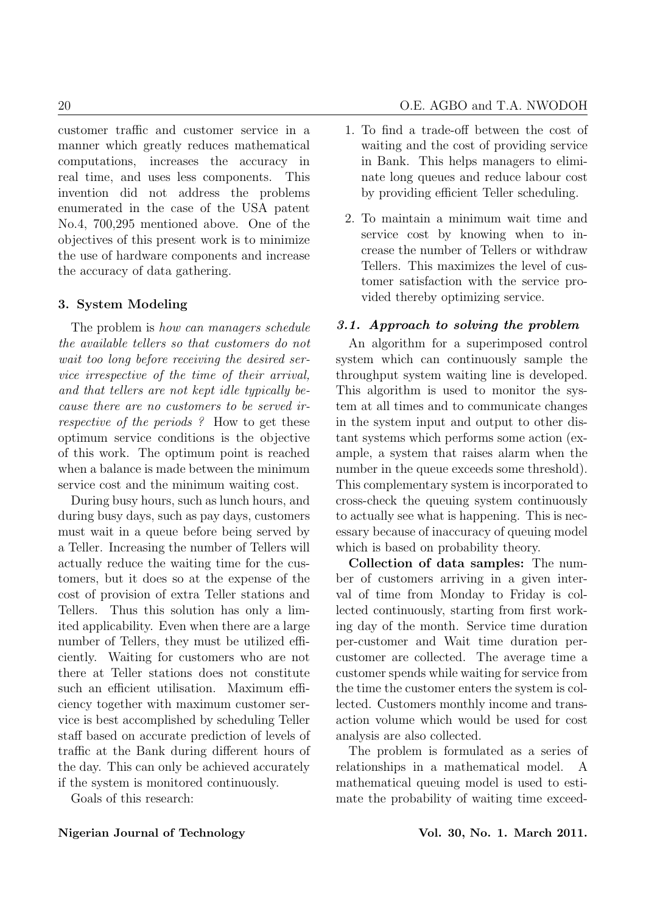customer traffic and customer service in a manner which greatly reduces mathematical computations, increases the accuracy in real time, and uses less components. This invention did not address the problems enumerated in the case of the USA patent No.4, 700,295 mentioned above. One of the objectives of this present work is to minimize the use of hardware components and increase the accuracy of data gathering.

## 3. System Modeling

The problem is *how can managers schedule the available tellers so that customers do not wait too long before receiving the desired service irrespective of the time of their arrival, and that tellers are not kept idle typically because there are no customers to be served irrespective of the periods ?* How to get these optimum service conditions is the objective of this work. The optimum point is reached when a balance is made between the minimum service cost and the minimum waiting cost.

During busy hours, such as lunch hours, and during busy days, such as pay days, customers must wait in a queue before being served by a Teller. Increasing the number of Tellers will actually reduce the waiting time for the customers, but it does so at the expense of the cost of provision of extra Teller stations and Tellers. Thus this solution has only a limited applicability. Even when there are a large number of Tellers, they must be utilized efficiently. Waiting for customers who are not there at Teller stations does not constitute such an efficient utilisation. Maximum efficiency together with maximum customer service is best accomplished by scheduling Teller staff based on accurate prediction of levels of traffic at the Bank during different hours of the day. This can only be achieved accurately if the system is monitored continuously.

Goals of this research:

1. To find a trade-off between the cost of waiting and the cost of providing service in Bank. This helps managers to eliminate long queues and reduce labour cost by providing efficient Teller scheduling.
2. To maintain a minimum wait time and service cost by knowing when to increase the number of Tellers or withdraw Tellers. This maximizes the level of customer satisfaction with the service provided thereby optimizing service.

### 3.1. Approach to solving the problem

An algorithm for a superimposed control system which can continuously sample the throughput system waiting line is developed. This algorithm is used to monitor the system at all times and to communicate changes in the system input and output to other distant systems which performs some action (example, a system that raises alarm when the number in the queue exceeds some threshold). This complementary system is incorporated to cross-check the queuing system continuously to actually see what is happening. This is necessary because of inaccuracy of queuing model which is based on probability theory.

**Collection of data samples:** The number of customers arriving in a given interval of time from Monday to Friday is collected continuously, starting from first working day of the month. Service time duration per-customer and Wait time duration per-customer are collected. The average time a customer spends while waiting for service from the time the customer enters the system is collected. Customers monthly income and transaction volume which would be used for cost analysis are also collected.

The problem is formulated as a series of relationships in a mathematical model. A mathematical queuing model is used to estimate the probability of waiting time exceed-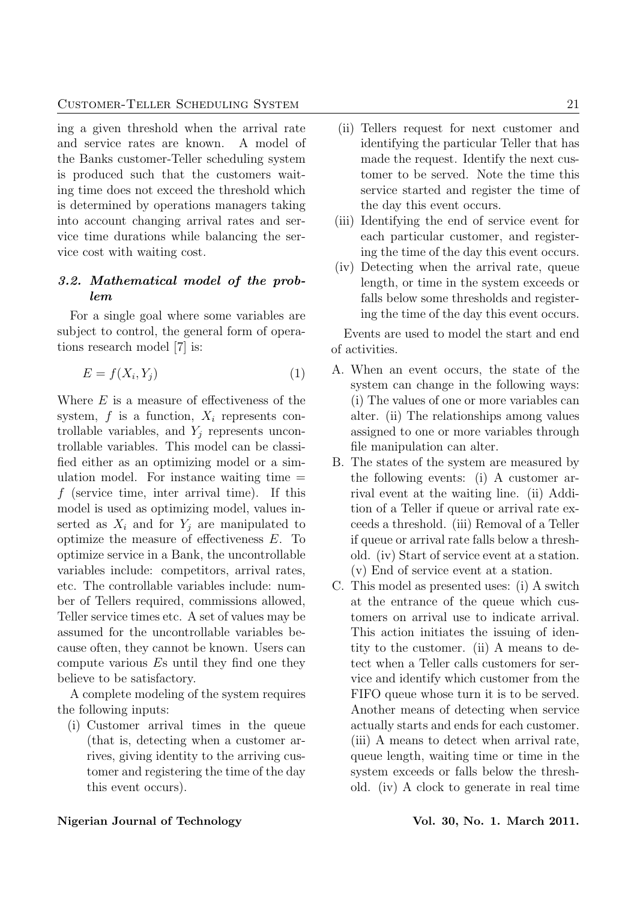ing a given threshold when the arrival rate and service rates are known. A model of the Banks customer-Teller scheduling system is produced such that the customers waiting time does not exceed the threshold which is determined by operations managers taking into account changing arrival rates and service time durations while balancing the service cost with waiting cost.

### *3.2. Mathematical model of the problem*

For a single goal where some variables are subject to control, the general form of operations research model [7] is:

$$E = f(X_i, Y_j) \tag{1}$$

Where $E$ is a measure of effectiveness of the system, $f$ is a function, $X_i$ represents controllable variables, and $Y_j$ represents uncontrollable variables. This model can be classified either as an optimizing model or a simulation model. For instance waiting time = $f$ (service time, inter arrival time). If this model is used as optimizing model, values inserted as $X_i$ and for $Y_j$ are manipulated to optimize the measure of effectiveness $E$. To optimize service in a Bank, the uncontrollable variables include: competitors, arrival rates, etc. The controllable variables include: number of Tellers required, commissions allowed, Teller service times etc. A set of values may be assumed for the uncontrollable variables because often, they cannot be known. Users can compute various $E$s until they find one they believe to be satisfactory.

A complete modeling of the system requires the following inputs:

(i) Customer arrival times in the queue (that is, detecting when a customer arrives, giving identity to the arriving customer and registering the time of the day this event occurs).

(ii) Tellers request for next customer and identifying the particular Teller that has made the request. Identify the next customer to be served. Note the time this service started and register the time of the day this event occurs.

(iii) Identifying the end of service event for each particular customer, and registering the time of the day this event occurs.

(iv) Detecting when the arrival rate, queue length, or time in the system exceeds or falls below some thresholds and registering the time of the day this event occurs.

Events are used to model the start and end of activities.

A. When an event occurs, the state of the system can change in the following ways: (i) The values of one or more variables can alter. (ii) The relationships among values assigned to one or more variables through file manipulation can alter.

B. The states of the system are measured by the following events: (i) A customer arrival event at the waiting line. (ii) Addition of a Teller if queue or arrival rate exceeds a threshold. (iii) Removal of a Teller if queue or arrival rate falls below a threshold. (iv) Start of service event at a station. (v) End of service event at a station.

C. This model as presented uses: (i) A switch at the entrance of the queue which customers on arrival use to indicate arrival. This action initiates the issuing of identity to the customer. (ii) A means to detect when a Teller calls customers for service and identify which customer from the FIFO queue whose turn it is to be served. Another means of detecting when service actually starts and ends for each customer. (iii) A means to detect when arrival rate, queue length, waiting time or time in the system exceeds or falls below the threshold. (iv) A clock to generate in real time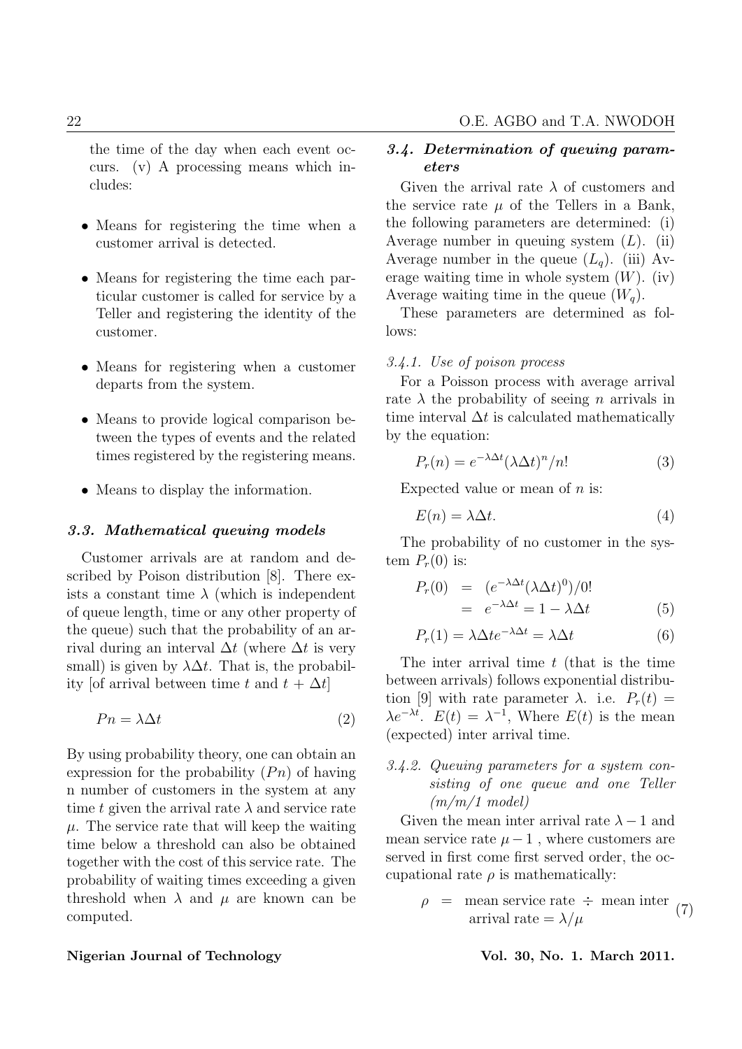the time of the day when each event occurs. (v) A processing means which includes:

- Means for registering the time when a customer arrival is detected.
- Means for registering the time each particular customer is called for service by a Teller and registering the identity of the customer.
- Means for registering when a customer departs from the system.
- Means to provide logical comparison between the types of events and the related times registered by the registering means.
- Means to display the information.

### *3.3. Mathematical queuing models*

Customer arrivals are at random and described by Poison distribution [8]. There exists a constant time $\lambda$ (which is independent of queue length, time or any other property of the queue) such that the probability of an arrival during an interval $\Delta t$ (where $\Delta t$ is very small) is given by $\lambda \Delta t$. That is, the probability [of arrival between time $t$ and $t + \Delta t$]

$$Pn = \lambda \Delta t \tag{2}$$

By using probability theory, one can obtain an expression for the probability ($Pn$) of having n number of customers in the system at any time $t$ given the arrival rate $\lambda$ and service rate $\mu$. The service rate that will keep the waiting time below a threshold can also be obtained together with the cost of this service rate. The probability of waiting times exceeding a given threshold when $\lambda$ and $\mu$ are known can be computed.

### *3.4. Determination of queuing parameters*

Given the arrival rate $\lambda$ of customers and the service rate $\mu$ of the Tellers in a Bank, the following parameters are determined: (i) Average number in queuing system ($L$). (ii) Average number in the queue ($L_q$). (iii) Average waiting time in whole system ($W$). (iv) Average waiting time in the queue ($W_q$).

These parameters are determined as follows:

#### *3.4.1. Use of poison process*

For a Poisson process with average arrival rate $\lambda$ the probability of seeing $n$ arrivals in time interval $\Delta t$ is calculated mathematically by the equation:

$$P_r(n) = e^{-\lambda \Delta t}(\lambda \Delta t)^n / n! \tag{3}$$

Expected value or mean of $n$ is:

$$E(n) = \lambda \Delta t. \tag{4}$$

The probability of no customer in the system $P_r(0)$ is:

$$\begin{aligned} P_r(0) &= (e^{-\lambda \Delta t}(\lambda \Delta t)^0)/0! \\ &= e^{-\lambda \Delta t} = 1 - \lambda \Delta t \end{aligned} \tag{5}$$

$$P_r(1) = \lambda \Delta t e^{-\lambda \Delta t} = \lambda \Delta t \tag{6}$$

The inter arrival time $t$ (that is the time between arrivals) follows exponential distribution [9] with rate parameter $\lambda$. i.e. $P_r(t) = \lambda e^{-\lambda t}$. $E(t) = \lambda^{-1}$, Where $E(t)$ is the mean (expected) inter arrival time.

#### *3.4.2. Queuing parameters for a system consisting of one queue and one Teller (m/m/1 model)*

Given the mean inter arrival rate $\lambda - 1$ and mean service rate $\mu - 1$ , where customers are served in first come first served order, the occupational rate $\rho$ is mathematically:

$$\rho = \text{mean service rate} \div \text{mean inter arrival rate} = \lambda / \mu \tag{7}$$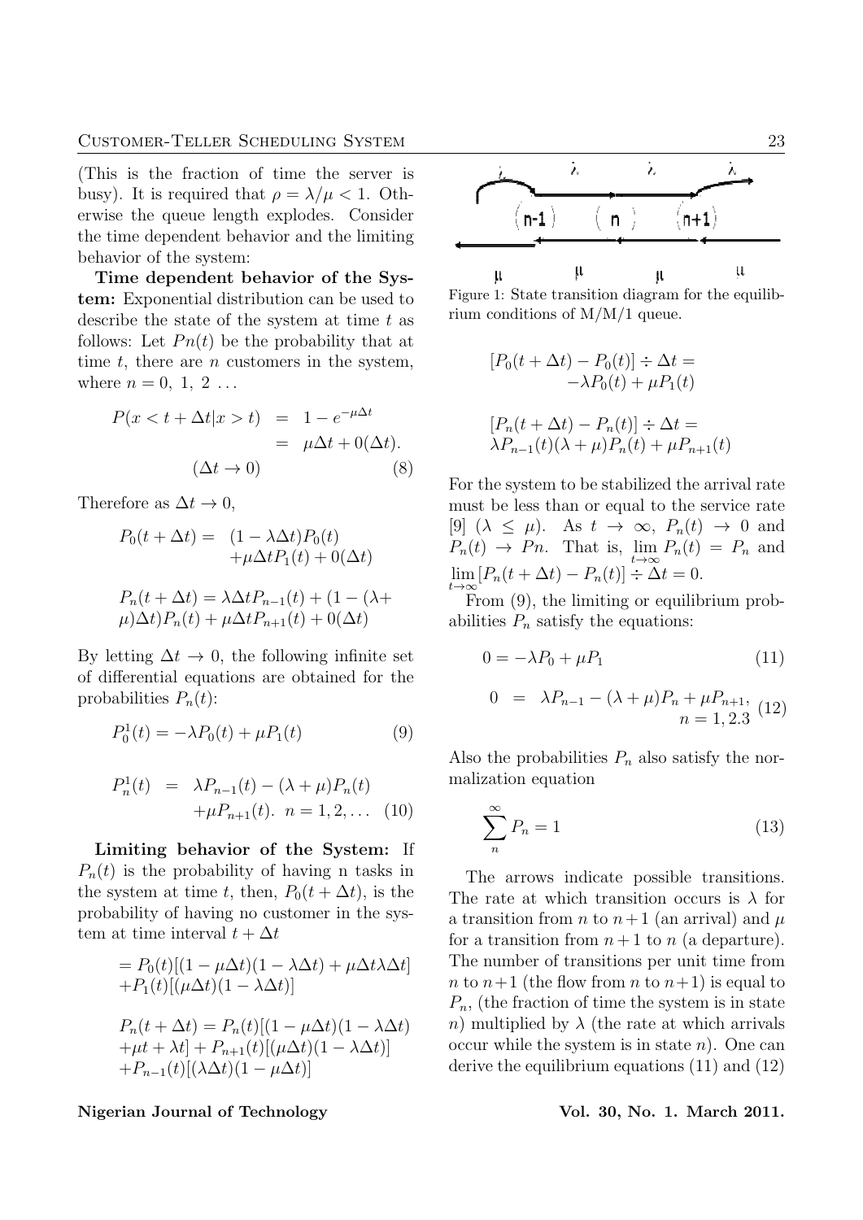(This is the fraction of time the server is busy). It is required that $\rho = \lambda/\mu < 1$. Otherwise the queue length explodes. Consider the time dependent behavior and the limiting behavior of the system:

**Time dependent behavior of the System:** Exponential distribution can be used to describe the state of the system at time $t$ as follows: Let $Pn(t)$ be the probability that at time $t$, there are $n$ customers in the system, where $n = 0,\ 1,\ 2\ \ldots$

$$
\begin{aligned}
P(x < t + \Delta t | x > t) &= 1 - e^{-\mu\Delta t} \\
&= \mu\Delta t + 0(\Delta t). \\
(\Delta t \to 0) & \qquad\qquad (8)
\end{aligned}
$$

Therefore as $\Delta t \to 0$,

$$
\begin{aligned}
P_0(t + \Delta t) = \ & (1 - \lambda\Delta t)P_0(t) \\
& + \mu\Delta t P_1(t) + 0(\Delta t)
\end{aligned}
$$

$$
P_n(t + \Delta t) = \lambda\Delta t P_{n-1}(t) + (1 - (\lambda + \mu)\Delta t)P_n(t) + \mu\Delta t P_{n+1}(t) + 0(\Delta t)
$$

By letting $\Delta t \to 0$, the following infinite set of differential equations are obtained for the probabilities $P_n(t)$:

$$
P_0^1(t) = -\lambda P_0(t) + \mu P_1(t) \qquad (9)
$$

$$
\begin{aligned}
P_n^1(t) &= \lambda P_{n-1}(t) - (\lambda + \mu)P_n(t) \\
& \quad + \mu P_{n+1}(t).\ \ n = 1, 2, \ldots \quad (10)
\end{aligned}
$$

**Limiting behavior of the System:** If $P_n(t)$ is the probability of having n tasks in the system at time $t$, then, $P_0(t + \Delta t)$, is the probability of having no customer in the system at time interval $t + \Delta t$

$$
\begin{aligned}
&= P_0(t)[(1 - \mu\Delta t)(1 - \lambda\Delta t) + \mu\Delta t\lambda\Delta t] \\
&+ P_1(t)[(\mu\Delta t)(1 - \lambda\Delta t)]
\end{aligned}
$$

$$
\begin{aligned}
&P_n(t + \Delta t) = P_n(t)[(1 - \mu\Delta t)(1 - \lambda\Delta t) \\
&+ \mu t + \lambda t] + P_{n+1}(t)[(\mu\Delta t)(1 - \lambda\Delta t)] \\
&+ P_{n-1}(t)[(\lambda\Delta t)(1 - \mu\Delta t)]
\end{aligned}
$$

Figure 1: State transition diagram for the equilibrium conditions of M/M/1 queue.

$$
\begin{aligned}
[P_0(t + \Delta t) - P_0(t)] \div \Delta t = \\
-\lambda P_0(t) + \mu P_1(t)
\end{aligned}
$$

$$
\begin{aligned}
&[P_n(t + \Delta t) - P_n(t)] \div \Delta t = \\
&\lambda P_{n-1}(t)(\lambda + \mu)P_n(t) + \mu P_{n+1}(t)
\end{aligned}
$$

For the system to be stabilized the arrival rate must be less than or equal to the service rate [9] $(\lambda \leq \mu)$. As $t \to \infty$, $P_n(t) \to 0$ and $P_n(t) \to Pn$. That is, $\lim_{t\to\infty} P_n(t) = P_n$ and $\lim_{t\to\infty} [P_n(t + \Delta t) - P_n(t)] \div \Delta t = 0$.

From (9), the limiting or equilibrium probabilities $P_n$ satisfy the equations:

$$
0 = -\lambda P_0 + \mu P_1 \qquad (11)
$$

$$
0 = \lambda P_{n-1} - (\lambda + \mu)P_n + \mu P_{n+1}, \quad n = 1, 2.3 \qquad (12)
$$

Also the probabilities $P_n$ also satisfy the normalization equation

$$
\sum_{n}^{\infty} P_n = 1 \qquad (13)
$$

The arrows indicate possible transitions. The rate at which transition occurs is $\lambda$ for a transition from $n$ to $n+1$ (an arrival) and $\mu$ for a transition from $n+1$ to $n$ (a departure). The number of transitions per unit time from $n$ to $n+1$ (the flow from $n$ to $n+1$) is equal to $P_n$, (the fraction of time the system is in state $n$) multiplied by $\lambda$ (the rate at which arrivals occur while the system is in state $n$). One can derive the equilibrium equations (11) and (12)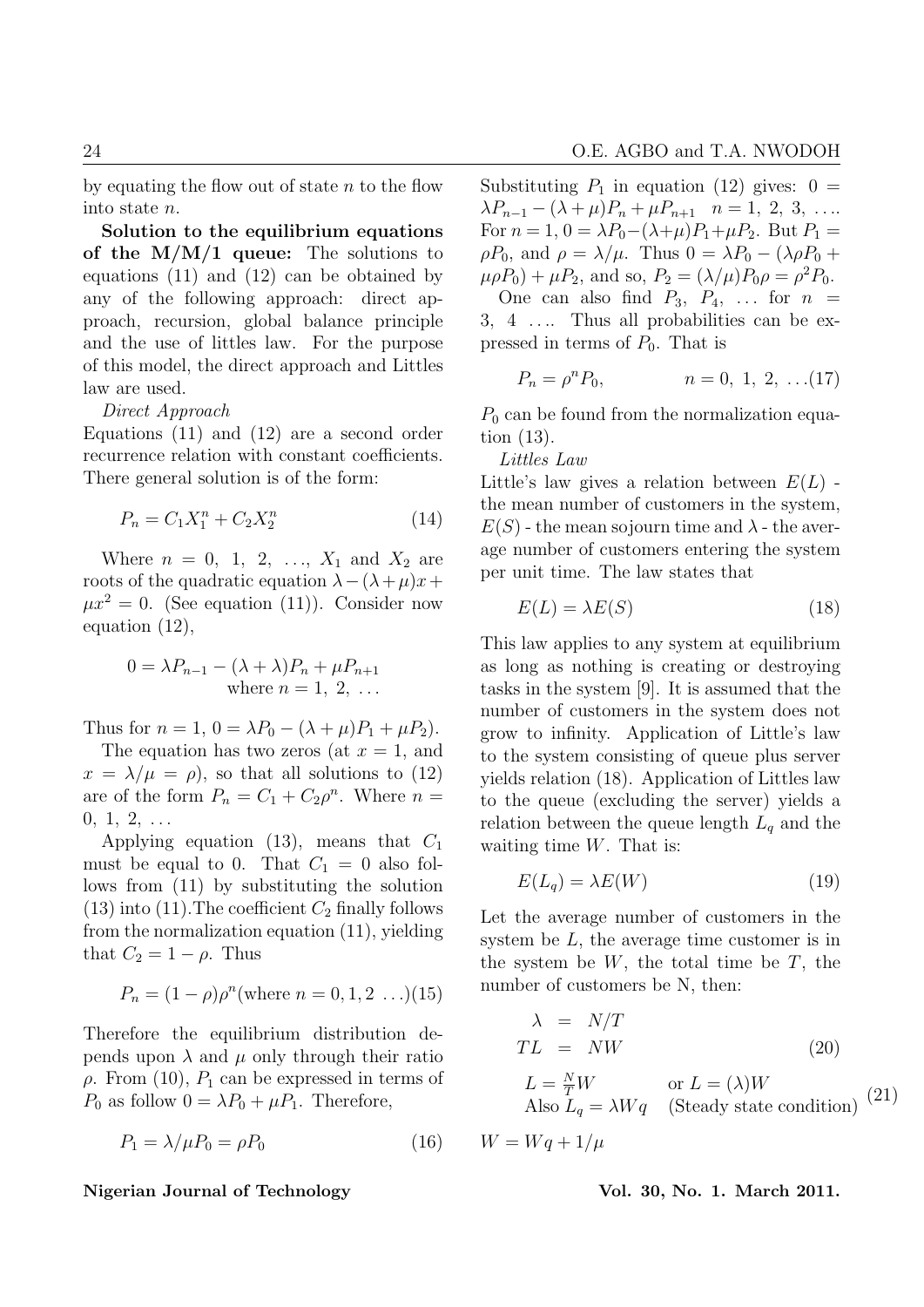by equating the flow out of state $n$ to the flow into state $n$.

**Solution to the equilibrium equations of the M/M/1 queue:** The solutions to equations (11) and (12) can be obtained by any of the following approach: direct approach, recursion, global balance principle and the use of littles law. For the purpose of this model, the direct approach and Littles law are used.

*Direct Approach*

Equations (11) and (12) are a second order recurrence relation with constant coefficients. There general solution is of the form:

$$P_n = C_1 X_1^n + C_2 X_2^n \tag{14}$$

Where $n = 0, 1, 2, \ldots$, $X_1$ and $X_2$ are roots of the quadratic equation $\lambda - (\lambda + \mu)x + \mu x^2 = 0$. (See equation (11)). Consider now equation (12),

$$0 = \lambda P_{n-1} - (\lambda + \lambda)P_n + \mu P_{n+1} \quad \text{where } n = 1, 2, \ldots$$

Thus for $n = 1$, $0 = \lambda P_0 - (\lambda + \mu)P_1 + \mu P_2$).

The equation has two zeros (at $x = 1$, and $x = \lambda/\mu = \rho$), so that all solutions to (12) are of the form $P_n = C_1 + C_2\rho^n$. Where $n = 0, 1, 2, \ldots$

Applying equation (13), means that $C_1$ must be equal to 0. That $C_1 = 0$ also follows from (11) by substituting the solution (13) into (11). The coefficient $C_2$ finally follows from the normalization equation (11), yielding that $C_2 = 1 - \rho$. Thus

$$P_n = (1 - \rho)\rho^n (\text{where } n = 0, 1, 2 \ldots) \tag{15}$$

Therefore the equilibrium distribution depends upon $\lambda$ and $\mu$ only through their ratio $\rho$. From (10), $P_1$ can be expressed in terms of $P_0$ as follow $0 = \lambda P_0 + \mu P_1$. Therefore,

$$P_1 = \lambda/\mu P_0 = \rho P_0 \tag{16}$$

Substituting $P_1$ in equation (12) gives: $0 = \lambda P_{n-1} - (\lambda + \mu)P_n + \mu P_{n+1} \quad n = 1, 2, 3, \ldots$. For $n = 1$, $0 = \lambda P_0 - (\lambda + \mu)P_1 + \mu P_2$. But $P_1 = \rho P_0$, and $\rho = \lambda/\mu$. Thus $0 = \lambda P_0 - (\lambda\rho P_0 + \mu\rho P_0) + \mu P_2$, and so, $P_2 = (\lambda/\mu)P_0\rho = \rho^2 P_0$.

One can also find $P_3, P_4, \ldots$ for $n = 3, 4 \ldots$. Thus all probabilities can be expressed in terms of $P_0$. That is

$$P_n = \rho^n P_0, \qquad n = 0, 1, 2, \ldots \tag{17}$$

$P_0$ can be found from the normalization equation (13).

*Littles Law*

Little's law gives a relation between $E(L)$ - the mean number of customers in the system, $E(S)$ - the mean sojourn time and $\lambda$ - the average number of customers entering the system per unit time. The law states that

$$E(L) = \lambda E(S) \tag{18}$$

This law applies to any system at equilibrium as long as nothing is creating or destroying tasks in the system [9]. It is assumed that the number of customers in the system does not grow to infinity. Application of Little's law to the system consisting of queue plus server yields relation (18). Application of Littles law to the queue (excluding the server) yields a relation between the queue length $L_q$ and the waiting time $W$. That is:

$$E(L_q) = \lambda E(W) \tag{19}$$

Let the average number of customers in the system be $L$, the average time customer is in the system be $W$, the total time be $T$, the number of customers be N, then:

$$\begin{aligned} \lambda &= N/T \\ TL &= NW \end{aligned} \tag{20}$$

$$\begin{aligned} &L = \tfrac{N}{T}W \qquad \text{or } L = (\lambda)W \\ &\text{Also } L_q = \lambda W q \quad \text{(Steady state condition)} \end{aligned} \tag{21}$$

$$W = Wq + 1/\mu$$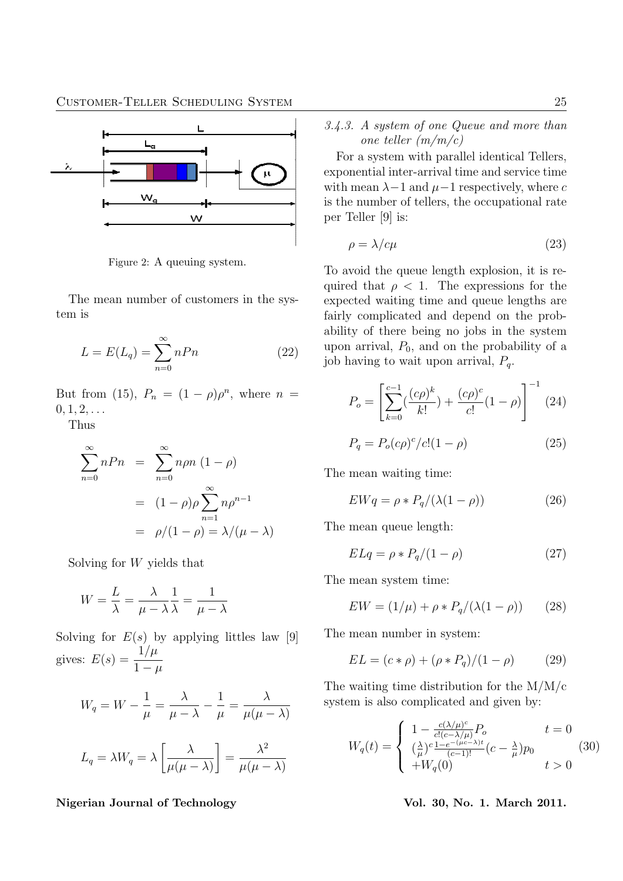Figure 2: A queuing system.

The mean number of customers in the system is

$$L = E(L_q) = \sum_{n=0}^{\infty} nPn \tag{22}$$

But from (15), $P_n = (1-\rho)\rho^n$, where $n = 0, 1, 2, \ldots$

Thus

$$\begin{aligned}
\sum_{n=0}^{\infty} nPn &= \sum_{n=0}^{\infty} n\rho n\,(1-\rho) \\
&= (1-\rho)\rho \sum_{n=1}^{\infty} n\rho^{n-1} \\
&= \rho/(1-\rho) = \lambda/(\mu-\lambda)
\end{aligned}$$

Solving for $W$ yields that

$$W = \frac{L}{\lambda} = \frac{\lambda}{\mu-\lambda}\frac{1}{\lambda} = \frac{1}{\mu-\lambda}$$

Solving for $E(s)$ by applying littles law [9] gives: $E(s) = \dfrac{1/\mu}{1-\mu}$

$$W_q = W - \frac{1}{\mu} = \frac{\lambda}{\mu-\lambda} - \frac{1}{\mu} = \frac{\lambda}{\mu(\mu-\lambda)}$$

$$L_q = \lambda W_q = \lambda\left[\frac{\lambda}{\mu(\mu-\lambda)}\right] = \frac{\lambda^2}{\mu(\mu-\lambda)}$$

*3.4.3. A system of one Queue and more than one teller (m/m/c)*

For a system with parallel identical Tellers, exponential inter-arrival time and service time with mean $\lambda-1$ and $\mu-1$ respectively, where $c$ is the number of tellers, the occupational rate per Teller [9] is:

$$\rho = \lambda/c\mu \tag{23}$$

To avoid the queue length explosion, it is required that $\rho < 1$. The expressions for the expected waiting time and queue lengths are fairly complicated and depend on the probability of there being no jobs in the system upon arrival, $P_0$, and on the probability of a job having to wait upon arrival, $P_q$.

$$P_o = \left[\sum_{k=0}^{c-1}\left(\frac{(c\rho)^k}{k!}\right) + \frac{(c\rho)^c}{c!}(1-\rho)\right]^{-1} \tag{24}$$

$$P_q = P_o(c\rho)^c/c!(1-\rho) \tag{25}$$

The mean waiting time:

$$EWq = \rho * P_q/(\lambda(1-\rho)) \tag{26}$$

The mean queue length:

$$ELq = \rho * P_q/(1-\rho) \tag{27}$$

The mean system time:

$$EW = (1/\mu) + \rho * P_q/(\lambda(1-\rho)) \tag{28}$$

The mean number in system:

$$EL = (c*\rho) + (\rho * P_q)/(1-\rho) \tag{29}$$

The waiting time distribution for the M/M/c system is also complicated and given by:

$$W_q(t) = \begin{cases} 1 - \frac{c(\lambda/\mu)^c}{c!(c-\lambda/\mu)}P_o & t = 0 \\ (\frac{\lambda}{\mu})^c \frac{1-e^{-(\mu c-\lambda)t}}{(c-1)!}(c-\frac{\lambda}{\mu})p_0 & \\ +W_q(0) & t > 0 \end{cases} \tag{30}$$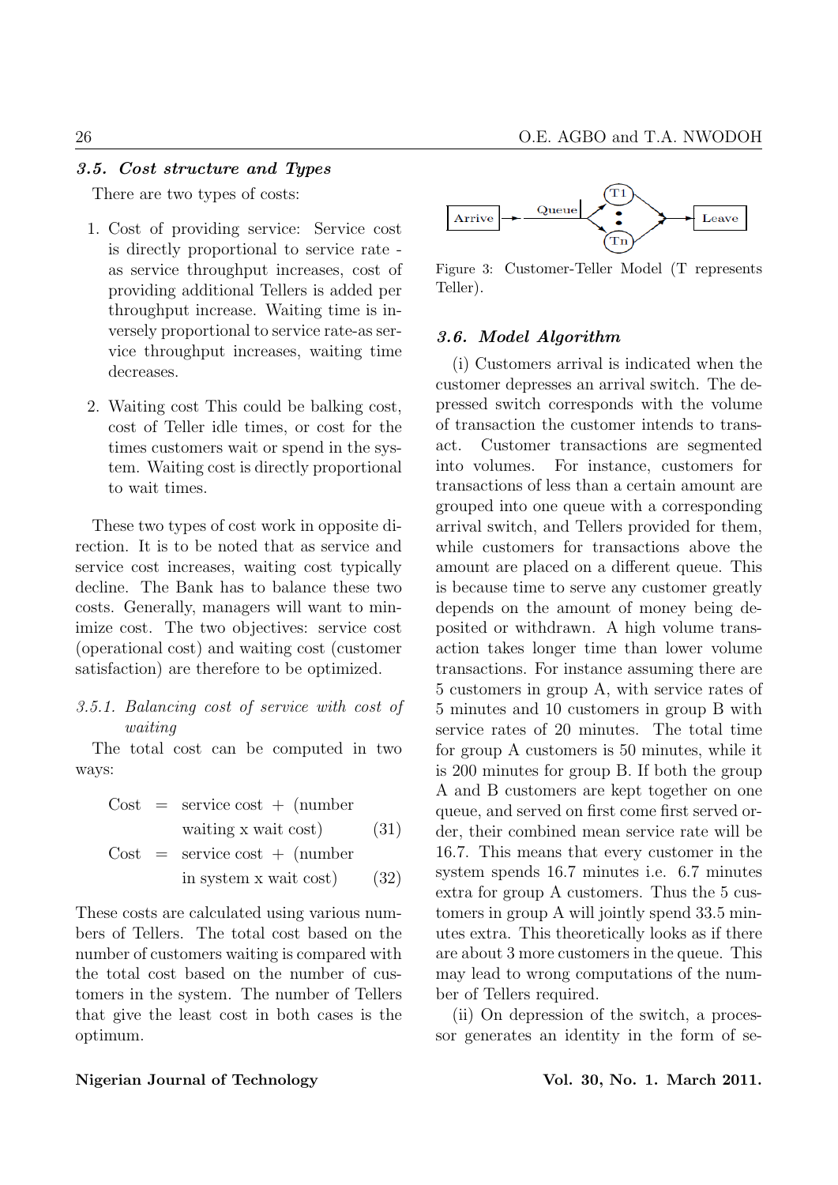### 3.5. *Cost structure and Types*

There are two types of costs:

1. Cost of providing service: Service cost is directly proportional to service rate - as service throughput increases, cost of providing additional Tellers is added per throughput increase. Waiting time is inversely proportional to service rate-as service throughput increases, waiting time decreases.

2. Waiting cost This could be balking cost, cost of Teller idle times, or cost for the times customers wait or spend in the system. Waiting cost is directly proportional to wait times.

These two types of cost work in opposite direction. It is to be noted that as service and service cost increases, waiting cost typically decline. The Bank has to balance these two costs. Generally, managers will want to minimize cost. The two objectives: service cost (operational cost) and waiting cost (customer satisfaction) are therefore to be optimized.

#### 3.5.1. *Balancing cost of service with cost of waiting*

The total cost can be computed in two ways:

$$\text{Cost} = \text{service cost} + (\text{number waiting x wait cost}) \tag{31}$$

$$\text{Cost} = \text{service cost} + (\text{number in system x wait cost}) \tag{32}$$

These costs are calculated using various numbers of Tellers. The total cost based on the number of customers waiting is compared with the total cost based on the number of customers in the system. The number of Tellers that give the least cost in both cases is the optimum.

Arrive → Queue → T1 … Tn → Leave

Figure 3: Customer-Teller Model (T represents Teller).

### 3.6. *Model Algorithm*

(i) Customers arrival is indicated when the customer depresses an arrival switch. The depressed switch corresponds with the volume of transaction the customer intends to transact. Customer transactions are segmented into volumes. For instance, customers for transactions of less than a certain amount are grouped into one queue with a corresponding arrival switch, and Tellers provided for them, while customers for transactions above the amount are placed on a different queue. This is because time to serve any customer greatly depends on the amount of money being deposited or withdrawn. A high volume transaction takes longer time than lower volume transactions. For instance assuming there are 5 customers in group A, with service rates of 5 minutes and 10 customers in group B with service rates of 20 minutes. The total time for group A customers is 50 minutes, while it is 200 minutes for group B. If both the group A and B customers are kept together on one queue, and served on first come first served order, their combined mean service rate will be 16.7. This means that every customer in the system spends 16.7 minutes i.e. 6.7 minutes extra for group A customers. Thus the 5 customers in group A will jointly spend 33.5 minutes extra. This theoretically looks as if there are about 3 more customers in the queue. This may lead to wrong computations of the number of Tellers required.

(ii) On depression of the switch, a processor generates an identity in the form of se-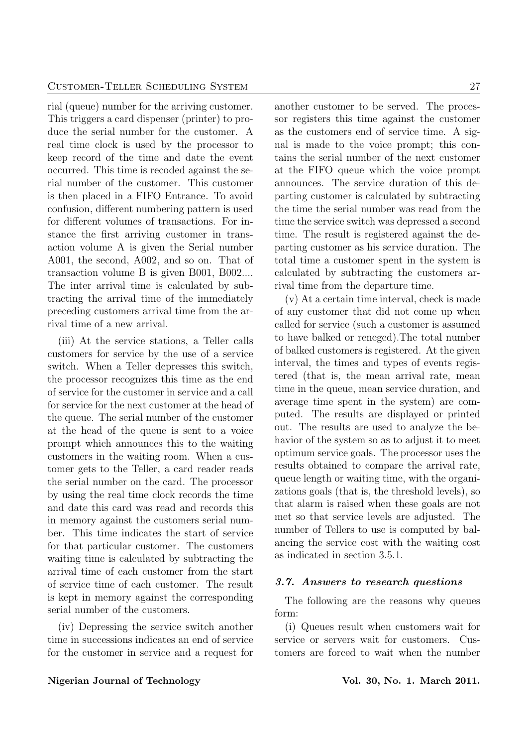rial (queue) number for the arriving customer. This triggers a card dispenser (printer) to produce the serial number for the customer. A real time clock is used by the processor to keep record of the time and date the event occurred. This time is recoded against the serial number of the customer. This customer is then placed in a FIFO Entrance. To avoid confusion, different numbering pattern is used for different volumes of transactions. For instance the first arriving customer in transaction volume A is given the Serial number A001, the second, A002, and so on. That of transaction volume B is given B001, B002.... The inter arrival time is calculated by subtracting the arrival time of the immediately preceding customers arrival time from the arrival time of a new arrival.

(iii) At the service stations, a Teller calls customers for service by the use of a service switch. When a Teller depresses this switch, the processor recognizes this time as the end of service for the customer in service and a call for service for the next customer at the head of the queue. The serial number of the customer at the head of the queue is sent to a voice prompt which announces this to the waiting customers in the waiting room. When a customer gets to the Teller, a card reader reads the serial number on the card. The processor by using the real time clock records the time and date this card was read and records this in memory against the customers serial number. This time indicates the start of service for that particular customer. The customers waiting time is calculated by subtracting the arrival time of each customer from the start of service time of each customer. The result is kept in memory against the corresponding serial number of the customers.

(iv) Depressing the service switch another time in successions indicates an end of service for the customer in service and a request for another customer to be served. The processor registers this time against the customer as the customers end of service time. A signal is made to the voice prompt; this contains the serial number of the next customer at the FIFO queue which the voice prompt announces. The service duration of this departing customer is calculated by subtracting the time the serial number was read from the time the service switch was depressed a second time. The result is registered against the departing customer as his service duration. The total time a customer spent in the system is calculated by subtracting the customers arrival time from the departure time.

(v) At a certain time interval, check is made of any customer that did not come up when called for service (such a customer is assumed to have balked or reneged).The total number of balked customers is registered. At the given interval, the times and types of events registered (that is, the mean arrival rate, mean time in the queue, mean service duration, and average time spent in the system) are computed. The results are displayed or printed out. The results are used to analyze the behavior of the system so as to adjust it to meet optimum service goals. The processor uses the results obtained to compare the arrival rate, queue length or waiting time, with the organizations goals (that is, the threshold levels), so that alarm is raised when these goals are not met so that service levels are adjusted. The number of Tellers to use is computed by balancing the service cost with the waiting cost as indicated in section 3.5.1.

### *3.7. Answers to research questions*

The following are the reasons why queues form:

(i) Queues result when customers wait for service or servers wait for customers. Customers are forced to wait when the number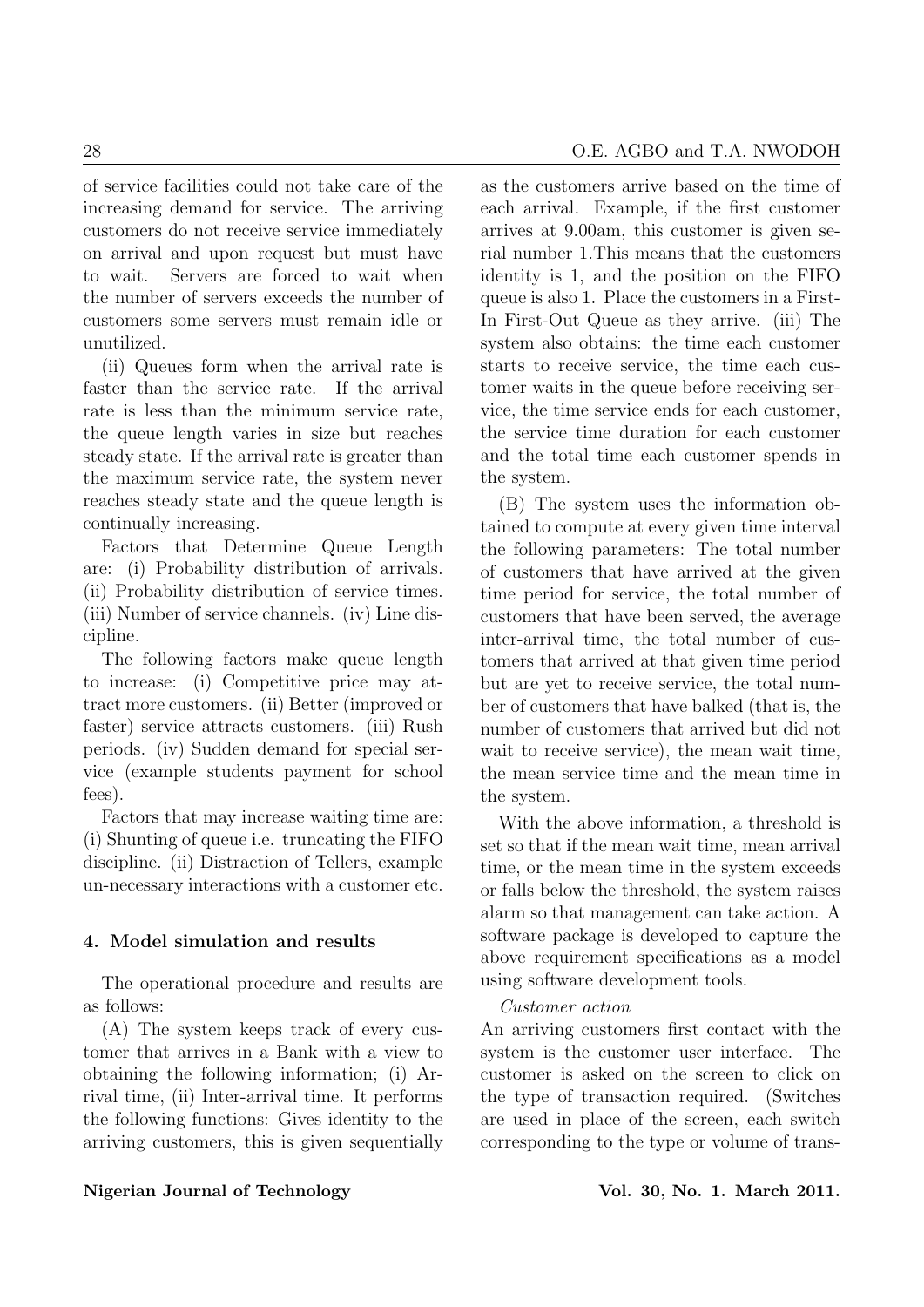of service facilities could not take care of the increasing demand for service. The arriving customers do not receive service immediately on arrival and upon request but must have to wait. Servers are forced to wait when the number of servers exceeds the number of customers some servers must remain idle or unutilized.

(ii) Queues form when the arrival rate is faster than the service rate. If the arrival rate is less than the minimum service rate, the queue length varies in size but reaches steady state. If the arrival rate is greater than the maximum service rate, the system never reaches steady state and the queue length is continually increasing.

Factors that Determine Queue Length are: (i) Probability distribution of arrivals. (ii) Probability distribution of service times. (iii) Number of service channels. (iv) Line discipline.

The following factors make queue length to increase: (i) Competitive price may attract more customers. (ii) Better (improved or faster) service attracts customers. (iii) Rush periods. (iv) Sudden demand for special service (example students payment for school fees).

Factors that may increase waiting time are: (i) Shunting of queue i.e. truncating the FIFO discipline. (ii) Distraction of Tellers, example un-necessary interactions with a customer etc.

## 4. Model simulation and results

The operational procedure and results are as follows:

(A) The system keeps track of every customer that arrives in a Bank with a view to obtaining the following information; (i) Arrival time, (ii) Inter-arrival time. It performs the following functions: Gives identity to the arriving customers, this is given sequentially as the customers arrive based on the time of each arrival. Example, if the first customer arrives at 9.00am, this customer is given serial number 1.This means that the customers identity is 1, and the position on the FIFO queue is also 1. Place the customers in a First-In First-Out Queue as they arrive. (iii) The system also obtains: the time each customer starts to receive service, the time each customer waits in the queue before receiving service, the time service ends for each customer, the service time duration for each customer and the total time each customer spends in the system.

(B) The system uses the information obtained to compute at every given time interval the following parameters: The total number of customers that have arrived at the given time period for service, the total number of customers that have been served, the average inter-arrival time, the total number of customers that arrived at that given time period but are yet to receive service, the total number of customers that have balked (that is, the number of customers that arrived but did not wait to receive service), the mean wait time, the mean service time and the mean time in the system.

With the above information, a threshold is set so that if the mean wait time, mean arrival time, or the mean time in the system exceeds or falls below the threshold, the system raises alarm so that management can take action. A software package is developed to capture the above requirement specifications as a model using software development tools.

*Customer action*

An arriving customers first contact with the system is the customer user interface. The customer is asked on the screen to click on the type of transaction required. (Switches are used in place of the screen, each switch corresponding to the type or volume of trans-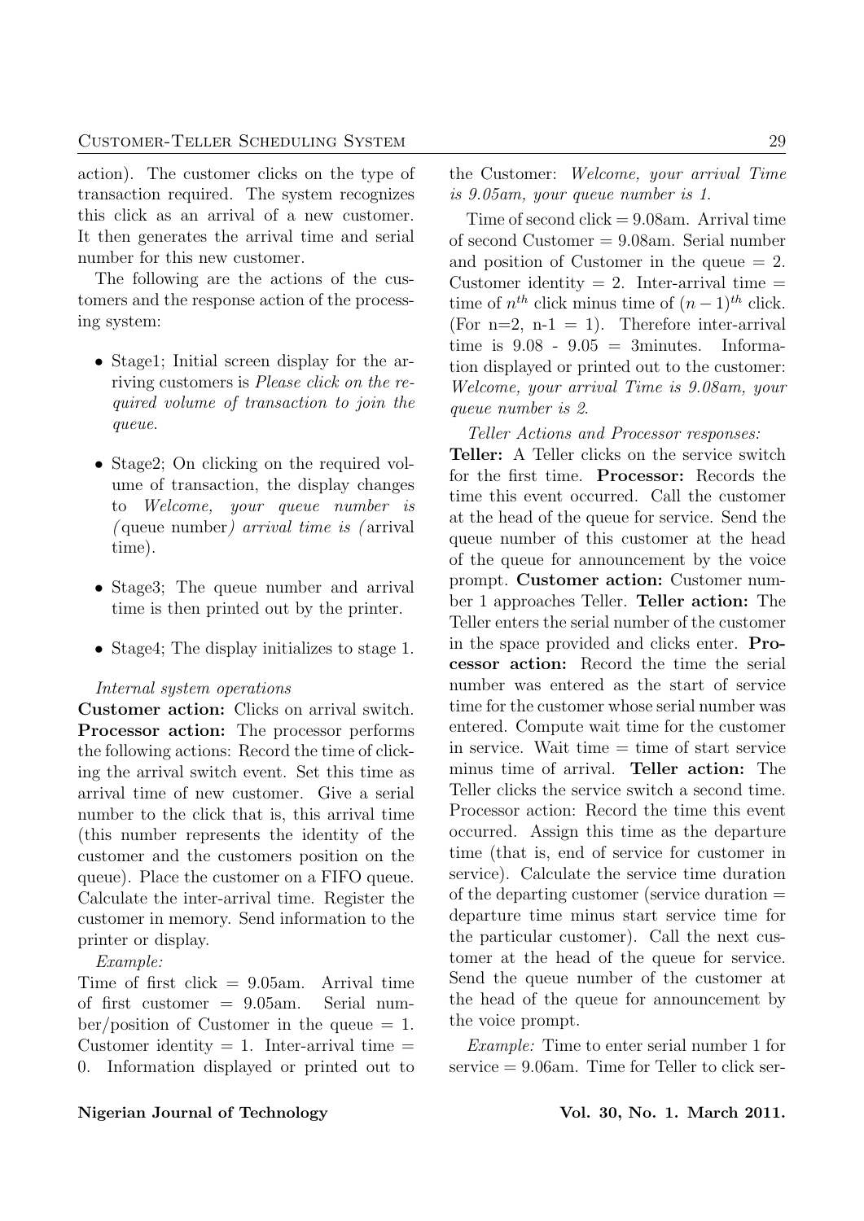action). The customer clicks on the type of transaction required. The system recognizes this click as an arrival of a new customer. It then generates the arrival time and serial number for this new customer.

The following are the actions of the customers and the response action of the processing system:

- Stage1; Initial screen display for the arriving customers is *Please click on the required volume of transaction to join the queue.*
- Stage2; On clicking on the required volume of transaction, the display changes to *Welcome, your queue number is (*queue number*) arrival time is (*arrival time).
- Stage3; The queue number and arrival time is then printed out by the printer.
- Stage4; The display initializes to stage 1.

*Internal system operations*

**Customer action:** Clicks on arrival switch. **Processor action:** The processor performs the following actions: Record the time of clicking the arrival switch event. Set this time as arrival time of new customer. Give a serial number to the click that is, this arrival time (this number represents the identity of the customer and the customers position on the queue). Place the customer on a FIFO queue. Calculate the inter-arrival time. Register the customer in memory. Send information to the printer or display.

*Example:*

Time of first click = 9.05am. Arrival time of first customer = 9.05am. Serial number/position of Customer in the queue = 1. Customer identity = 1. Inter-arrival time = 0. Information displayed or printed out to the Customer: *Welcome, your arrival Time is 9.05am, your queue number is 1.*

Time of second click = 9.08am. Arrival time of second Customer = 9.08am. Serial number and position of Customer in the queue = 2. Customer identity = 2. Inter-arrival time = time of $n^{th}$ click minus time of $(n-1)^{th}$ click. (For n=2, n-1 = 1). Therefore inter-arrival time is 9.08 - 9.05 = 3minutes. Information displayed or printed out to the customer: *Welcome, your arrival Time is 9.08am, your queue number is 2.*

*Teller Actions and Processor responses:*

**Teller:** A Teller clicks on the service switch for the first time. **Processor:** Records the time this event occurred. Call the customer at the head of the queue for service. Send the queue number of this customer at the head of the queue for announcement by the voice prompt. **Customer action:** Customer number 1 approaches Teller. **Teller action:** The Teller enters the serial number of the customer in the space provided and clicks enter. **Processor action:** Record the time the serial number was entered as the start of service time for the customer whose serial number was entered. Compute wait time for the customer in service. Wait time = time of start service minus time of arrival. **Teller action:** The Teller clicks the service switch a second time. Processor action: Record the time this event occurred. Assign this time as the departure time (that is, end of service for customer in service). Calculate the service time duration of the departing customer (service duration = departure time minus start service time for the particular customer). Call the next customer at the head of the queue for service. Send the queue number of the customer at the head of the queue for announcement by the voice prompt.

*Example:* Time to enter serial number 1 for service = 9.06am. Time for Teller to click ser-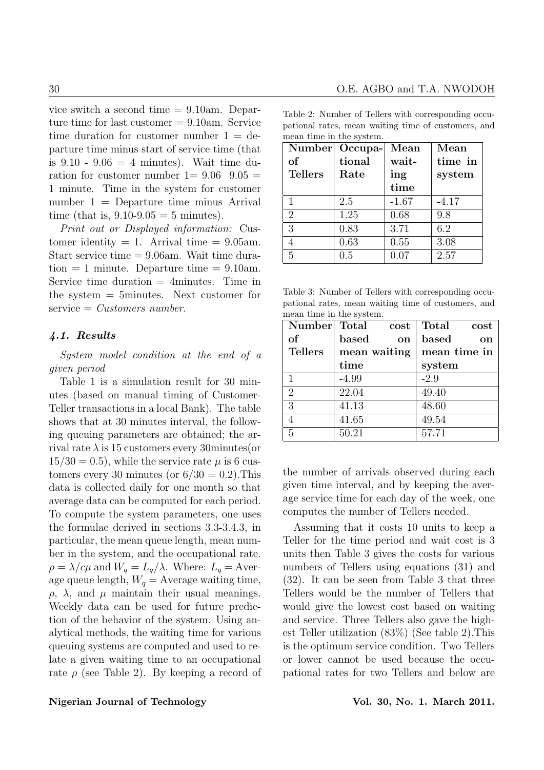vice switch a second time = 9.10am. Departure time for last customer = 9.10am. Service time duration for customer number 1 = departure time minus start of service time (that is 9.10 - 9.06 = 4 minutes). Wait time duration for customer number 1= 9.06 9.05 = 1 minute. Time in the system for customer number 1 = Departure time minus Arrival time (that is, 9.10-9.05 = 5 minutes).

*Print out or Displayed information:* Customer identity = 1. Arrival time = 9.05am. Start service time = 9.06am. Wait time duration = 1 minute. Departure time = 9.10am. Service time duration = 4minutes. Time in the system = 5minutes. Next customer for service = *Customers number*.

### *4.1. Results*

*System model condition at the end of a given period*

Table 1 is a simulation result for 30 minutes (based on manual timing of Customer-Teller transactions in a local Bank). The table shows that at 30 minutes interval, the following queuing parameters are obtained; the arrival rate $\lambda$ is 15 customers every 30minutes(or $15/30 = 0.5$), while the service rate $\mu$ is 6 customers every 30 minutes (or $6/30 = 0.2$).This data is collected daily for one month so that average data can be computed for each period. To compute the system parameters, one uses the formulae derived in sections 3.3-3.4.3, in particular, the mean queue length, mean number in the system, and the occupational rate. $\rho = \lambda/c\mu$ and $W_q = L_q/\lambda$. Where: $L_q$ = Average queue length, $W_q$ = Average waiting time, $\rho$, $\lambda$, and $\mu$ maintain their usual meanings. Weekly data can be used for future prediction of the behavior of the system. Using analytical methods, the waiting time for various queuing systems are computed and used to relate a given waiting time to an occupational rate $\rho$ (see Table 2). By keeping a record of the number of arrivals observed during each given time interval, and by keeping the average service time for each day of the week, one computes the number of Tellers needed.

Table 2: Number of Tellers with corresponding occupational rates, mean waiting time of customers, and mean time in the system.

| Number of Tellers | Occupational Rate | Mean waiting time | Mean time in system |
|---|---|---|---|
| 1 | 2.5 | -1.67 | -4.17 |
| 2 | 1.25 | 0.68 | 9.8 |
| 3 | 0.83 | 3.71 | 6.2 |
| 4 | 0.63 | 0.55 | 3.08 |
| 5 | 0.5 | 0.07 | 2.57 |

Table 3: Number of Tellers with corresponding occupational rates, mean waiting time of customers, and mean time in the system.

| Number of Tellers | Total cost based on mean waiting time | Total cost based on mean time in system |
|---|---|---|
| 1 | -4.99 | -2.9 |
| 2 | 22.04 | 49.40 |
| 3 | 41.13 | 48.60 |
| 4 | 41.65 | 49.54 |
| 5 | 50.21 | 57.71 |

Assuming that it costs 10 units to keep a Teller for the time period and wait cost is 3 units then Table 3 gives the costs for various numbers of Tellers using equations (31) and (32). It can be seen from Table 3 that three Tellers would be the number of Tellers that would give the lowest cost based on waiting and service. Three Tellers also gave the highest Teller utilization (83%) (See table 2).This is the optimum service condition. Two Tellers or lower cannot be used because the occupational rates for two Tellers and below are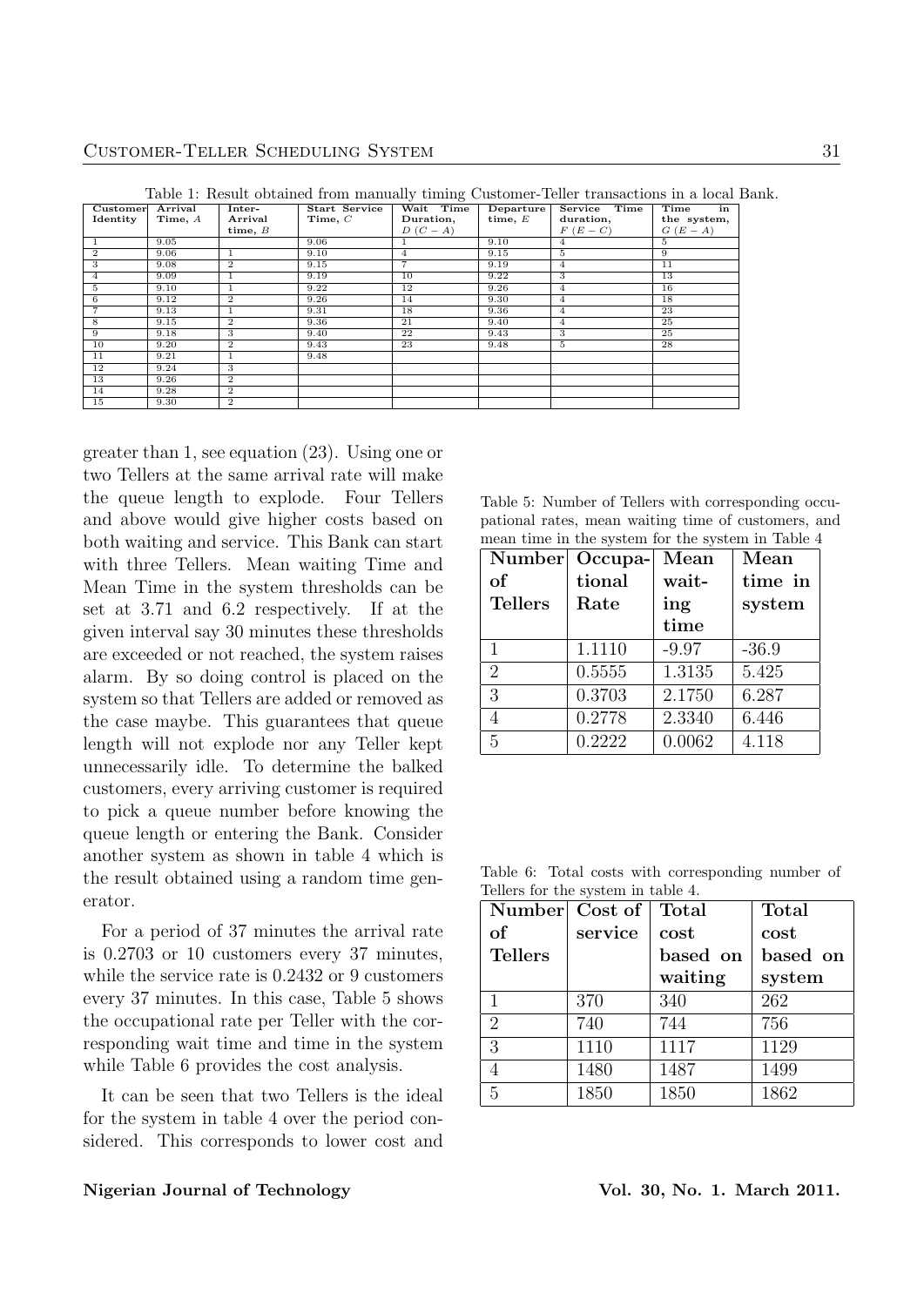Table 1: Result obtained from manually timing Customer-Teller transactions in a local Bank.

| Customer Identity | Arrival Time, $A$ | Inter-Arrival time, $B$ | Start Service Time, $C$ | Wait Time Duration, $D$ $(C-A)$ | Departure time, $E$ | Service Time duration, $F$ $(E-C)$ | Time in the system, $G$ $(E-A)$ |
|---|---|---|---|---|---|---|---|
| 1 | 9.05 | | 9.06 | 1 | 9.10 | 4 | 5 |
| 2 | 9.06 | 1 | 9.10 | 4 | 9.15 | 5 | 9 |
| 3 | 9.08 | 2 | 9.15 | 7 | 9.19 | 4 | 11 |
| 4 | 9.09 | 1 | 9.19 | 10 | 9.22 | 3 | 13 |
| 5 | 9.10 | 1 | 9.22 | 12 | 9.26 | 4 | 16 |
| 6 | 9.12 | 2 | 9.26 | 14 | 9.30 | 4 | 18 |
| 7 | 9.13 | 1 | 9.31 | 18 | 9.36 | 4 | 23 |
| 8 | 9.15 | 2 | 9.36 | 21 | 9.40 | 4 | 25 |
| 9 | 9.18 | 3 | 9.40 | 22 | 9.43 | 3 | 25 |
| 10 | 9.20 | 2 | 9.43 | 23 | 9.48 | 5 | 28 |
| 11 | 9.21 | 1 | 9.48 | | | | |
| 12 | 9.24 | 3 | | | | | |
| 13 | 9.26 | 2 | | | | | |
| 14 | 9.28 | 2 | | | | | |
| 15 | 9.30 | 2 | | | | | |

greater than 1, see equation (23). Using one or two Tellers at the same arrival rate will make the queue length to explode. Four Tellers and above would give higher costs based on both waiting and service. This Bank can start with three Tellers. Mean waiting Time and Mean Time in the system thresholds can be set at 3.71 and 6.2 respectively. If at the given interval say 30 minutes these thresholds are exceeded or not reached, the system raises alarm. By so doing control is placed on the system so that Tellers are added or removed as the case maybe. This guarantees that queue length will not explode nor any Teller kept unnecessarily idle. To determine the balked customers, every arriving customer is required to pick a queue number before knowing the queue length or entering the Bank. Consider another system as shown in table 4 which is the result obtained using a random time generator.

For a period of 37 minutes the arrival rate is 0.2703 or 10 customers every 37 minutes, while the service rate is 0.2432 or 9 customers every 37 minutes. In this case, Table 5 shows the occupational rate per Teller with the corresponding wait time and time in the system while Table 6 provides the cost analysis.

It can be seen that two Tellers is the ideal for the system in table 4 over the period considered. This corresponds to lower cost and

Table 5: Number of Tellers with corresponding occupational rates, mean waiting time of customers, and mean time in the system for the system in Table 4

| Number of Tellers | Occupational Rate | Mean waiting time | Mean time in system |
|---|---|---|---|
| 1 | 1.1110 | -9.97 | -36.9 |
| 2 | 0.5555 | 1.3135 | 5.425 |
| 3 | 0.3703 | 2.1750 | 6.287 |
| 4 | 0.2778 | 2.3340 | 6.446 |
| 5 | 0.2222 | 0.0062 | 4.118 |

Table 6: Total costs with corresponding number of Tellers for the system in table 4.

| Number of Tellers | Cost of service | Total cost based on waiting | Total cost based on system |
|---|---|---|---|
| 1 | 370 | 340 | 262 |
| 2 | 740 | 744 | 756 |
| 3 | 1110 | 1117 | 1129 |
| 4 | 1480 | 1487 | 1499 |
| 5 | 1850 | 1850 | 1862 |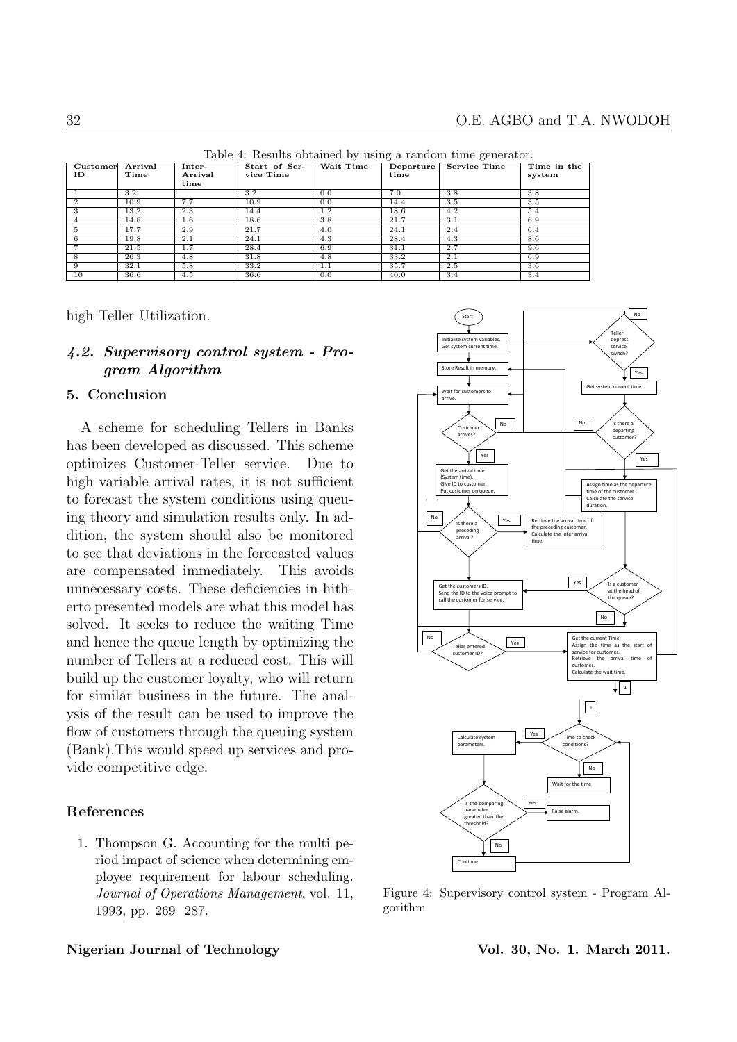Table 4: Results obtained by using a random time generator.

| Customer ID | Arrival Time | Inter-Arrival time | Start of Service Time | Wait Time | Departure time | Service Time | Time in the system |
|---|---|---|---|---|---|---|---|
| 1 | 3.2 | | 3.2 | 0.0 | 7.0 | 3.8 | 3.8 |
| 2 | 10.9 | 7.7 | 10.9 | 0.0 | 14.4 | 3.5 | 3.5 |
| 3 | 13.2 | 2.3 | 14.4 | 1.2 | 18.6 | 4.2 | 5.4 |
| 4 | 14.8 | 1.6 | 18.6 | 3.8 | 21.7 | 3.1 | 6.9 |
| 5 | 17.7 | 2.9 | 21.7 | 4.0 | 24.1 | 2.4 | 6.4 |
| 6 | 19.8 | 2.1 | 24.1 | 4.3 | 28.4 | 4.3 | 8.6 |
| 7 | 21.5 | 1.7 | 28.4 | 6.9 | 31.1 | 2.7 | 9.6 |
| 8 | 26.3 | 4.8 | 31.8 | 4.8 | 33.2 | 2.1 | 6.9 |
| 9 | 32.1 | 5.8 | 33.2 | 1.1 | 35.7 | 2.5 | 3.6 |
| 10 | 36.6 | 4.5 | 36.6 | 0.0 | 40.0 | 3.4 | 3.4 |

high Teller Utilization.

### *4.2. Supervisory control system - Program Algorithm*

## 5. Conclusion

A scheme for scheduling Tellers in Banks has been developed as discussed. This scheme optimizes Customer-Teller service. Due to high variable arrival rates, it is not sufficient to forecast the system conditions using queuing theory and simulation results only. In addition, the system should also be monitored to see that deviations in the forecasted values are compensated immediately. This avoids unnecessary costs. These deficiencies in hitherto presented models are what this model has solved. It seeks to reduce the waiting Time and hence the queue length by optimizing the number of Tellers at a reduced cost. This will build up the customer loyalty, who will return for similar business in the future. The analysis of the result can be used to improve the flow of customers through the queuing system (Bank).This would speed up services and provide competitive edge.

Figure 4: Supervisory control system - Program Algorithm

## References

1. Thompson G. Accounting for the multi period impact of science when determining employee requirement for labour scheduling. *Journal of Operations Management*, vol. 11, 1993, pp. 269 287.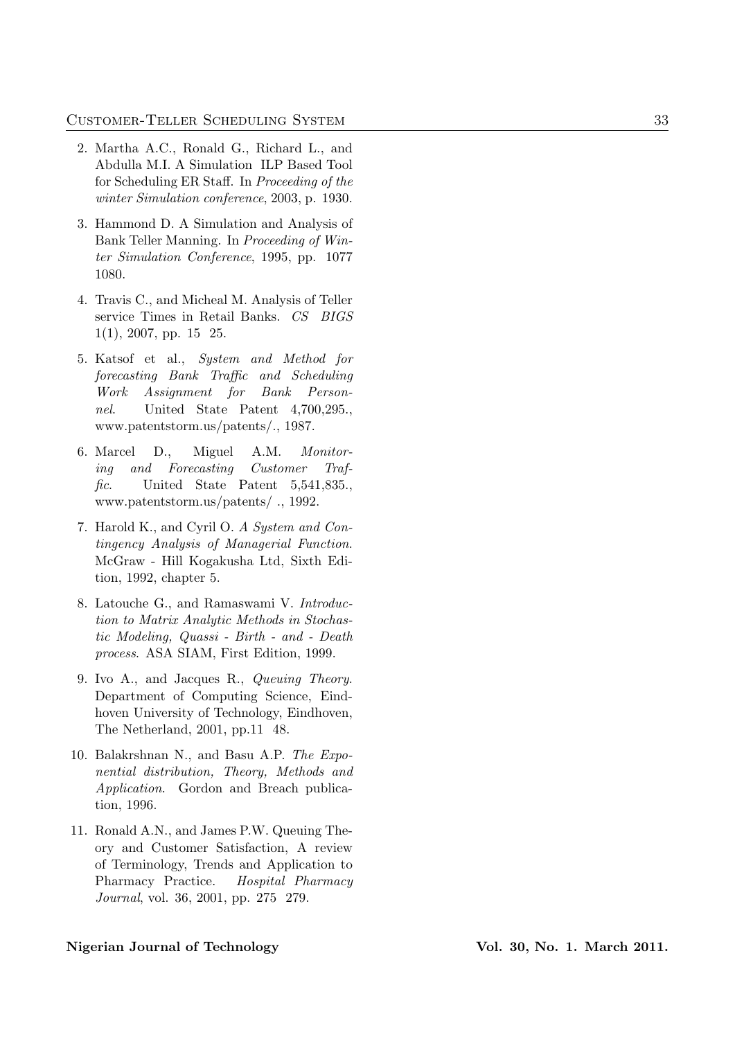2. Martha A.C., Ronald G., Richard L., and Abdulla M.I. A Simulation ILP Based Tool for Scheduling ER Staff. In *Proceeding of the winter Simulation conference*, 2003, p. 1930.

3. Hammond D. A Simulation and Analysis of Bank Teller Manning. In *Proceeding of Winter Simulation Conference*, 1995, pp. 1077 1080.

4. Travis C., and Micheal M. Analysis of Teller service Times in Retail Banks. *CS BIGS* 1(1), 2007, pp. 15 25.

5. Katsof et al., *System and Method for forecasting Bank Traffic and Scheduling Work Assignment for Bank Personnel*. United State Patent 4,700,295., www.patentstorm.us/patents/., 1987.

6. Marcel D., Miguel A.M. *Monitoring and Forecasting Customer Traffic*. United State Patent 5,541,835., www.patentstorm.us/patents/ ., 1992.

7. Harold K., and Cyril O. *A System and Contingency Analysis of Managerial Function*. McGraw - Hill Kogakusha Ltd, Sixth Edition, 1992, chapter 5.

8. Latouche G., and Ramaswami V. *Introduction to Matrix Analytic Methods in Stochastic Modeling, Quassi - Birth - and - Death process*. ASA SIAM, First Edition, 1999.

9. Ivo A., and Jacques R., *Queuing Theory*. Department of Computing Science, Eindhoven University of Technology, Eindhoven, The Netherland, 2001, pp.11 48.

10. Balakrshnan N., and Basu A.P. *The Exponential distribution, Theory, Methods and Application*. Gordon and Breach publication, 1996.

11. Ronald A.N., and James P.W. Queuing Theory and Customer Satisfaction, A review of Terminology, Trends and Application to Pharmacy Practice. *Hospital Pharmacy Journal*, vol. 36, 2001, pp. 275 279.